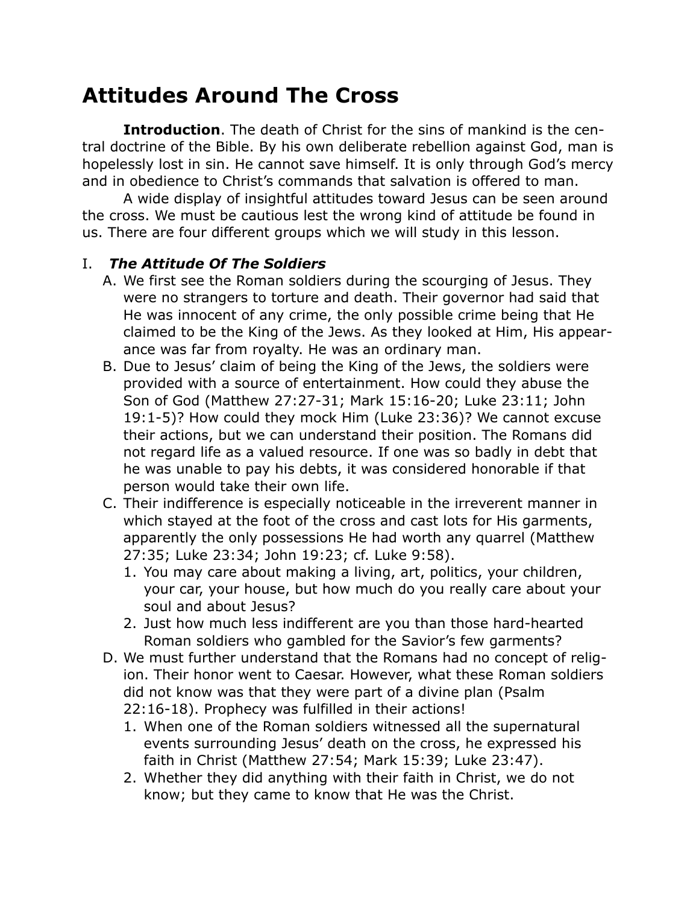# Attitudes Around The Cross

**Introduction**. The death of Christ for the sins of mankind is the central doctrine of the Bible. By his own deliberate rebellion against God, man is hopelessly lost in sin. He cannot save himself. It is only through God's mercy and in obedience to Christ's commands that salvation is offered to man.

A wide display of insightful attitudes toward Jesus can be seen around the cross. We must be cautious lest the wrong kind of attitude be found in us. There are four different groups which we will study in this lesson.

I. ***The Attitude Of The Soldiers***

A. We first see the Roman soldiers during the scourging of Jesus. They were no strangers to torture and death. Their governor had said that He was innocent of any crime, the only possible crime being that He claimed to be the King of the Jews. As they looked at Him, His appearance was far from royalty. He was an ordinary man.

B. Due to Jesus' claim of being the King of the Jews, the soldiers were provided with a source of entertainment. How could they abuse the Son of God (Matthew 27:27-31; Mark 15:16-20; Luke 23:11; John 19:1-5)? How could they mock Him (Luke 23:36)? We cannot excuse their actions, but we can understand their position. The Romans did not regard life as a valued resource. If one was so badly in debt that he was unable to pay his debts, it was considered honorable if that person would take their own life.

C. Their indifference is especially noticeable in the irreverent manner in which stayed at the foot of the cross and cast lots for His garments, apparently the only possessions He had worth any quarrel (Matthew 27:35; Luke 23:34; John 19:23; cf. Luke 9:58).

1. You may care about making a living, art, politics, your children, your car, your house, but how much do you really care about your soul and about Jesus?
2. Just how much less indifferent are you than those hard-hearted Roman soldiers who gambled for the Savior's few garments?

D. We must further understand that the Romans had no concept of religion. Their honor went to Caesar. However, what these Roman soldiers did not know was that they were part of a divine plan (Psalm 22:16-18). Prophecy was fulfilled in their actions!

1. When one of the Roman soldiers witnessed all the supernatural events surrounding Jesus' death on the cross, he expressed his faith in Christ (Matthew 27:54; Mark 15:39; Luke 23:47).
2. Whether they did anything with their faith in Christ, we do not know; but they came to know that He was the Christ.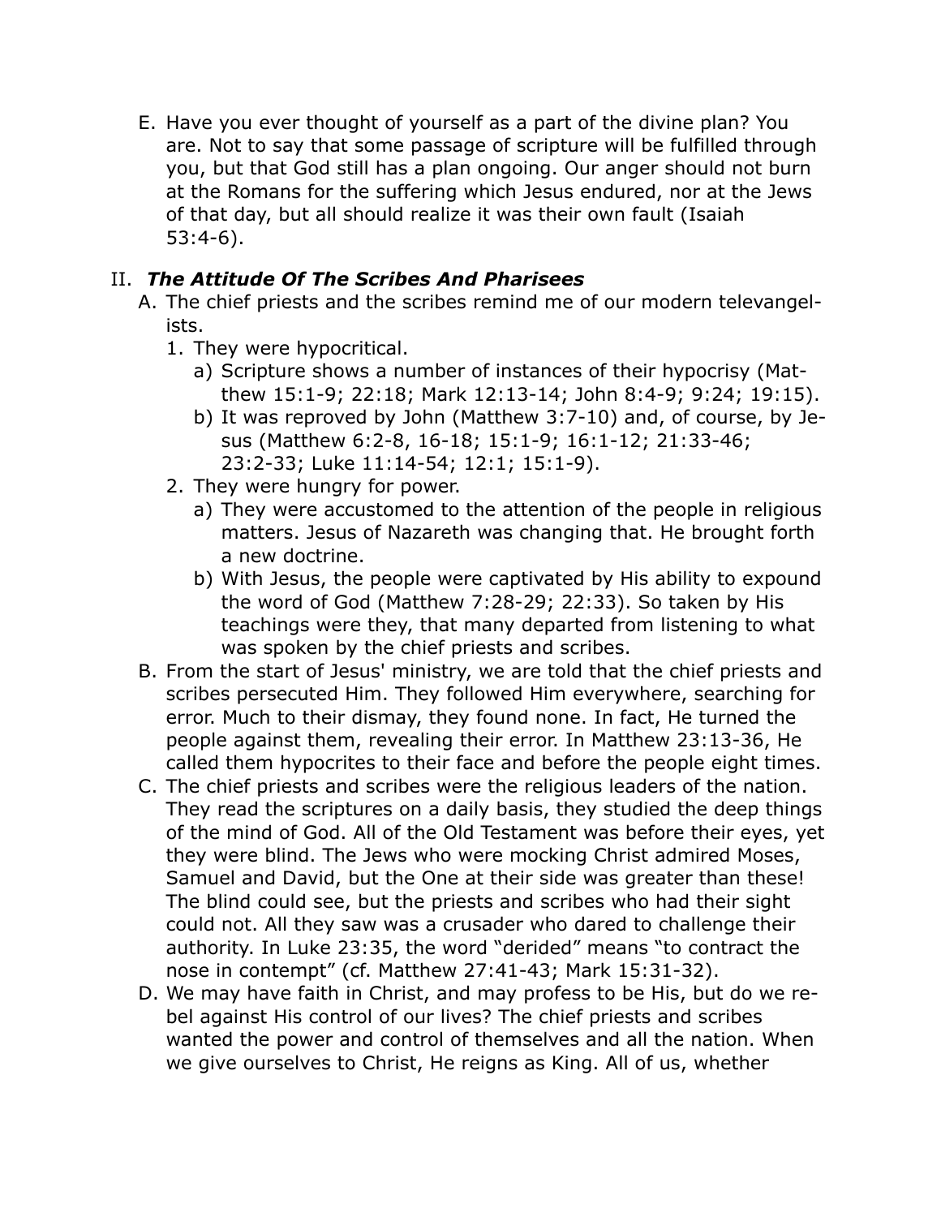E. Have you ever thought of yourself as a part of the divine plan? You are. Not to say that some passage of scripture will be fulfilled through you, but that God still has a plan ongoing. Our anger should not burn at the Romans for the suffering which Jesus endured, nor at the Jews of that day, but all should realize it was their own fault (Isaiah 53:4-6).

## II. *The Attitude Of The Scribes And Pharisees*

A. The chief priests and the scribes remind me of our modern televangelists.
   1. They were hypocritical.
      a) Scripture shows a number of instances of their hypocrisy (Matthew 15:1-9; 22:18; Mark 12:13-14; John 8:4-9; 9:24; 19:15).
      b) It was reproved by John (Matthew 3:7-10) and, of course, by Jesus (Matthew 6:2-8, 16-18; 15:1-9; 16:1-12; 21:33-46; 23:2-33; Luke 11:14-54; 12:1; 15:1-9).
   2. They were hungry for power.
      a) They were accustomed to the attention of the people in religious matters. Jesus of Nazareth was changing that. He brought forth a new doctrine.
      b) With Jesus, the people were captivated by His ability to expound the word of God (Matthew 7:28-29; 22:33). So taken by His teachings were they, that many departed from listening to what was spoken by the chief priests and scribes.

B. From the start of Jesus' ministry, we are told that the chief priests and scribes persecuted Him. They followed Him everywhere, searching for error. Much to their dismay, they found none. In fact, He turned the people against them, revealing their error. In Matthew 23:13-36, He called them hypocrites to their face and before the people eight times.

C. The chief priests and scribes were the religious leaders of the nation. They read the scriptures on a daily basis, they studied the deep things of the mind of God. All of the Old Testament was before their eyes, yet they were blind. The Jews who were mocking Christ admired Moses, Samuel and David, but the One at their side was greater than these! The blind could see, but the priests and scribes who had their sight could not. All they saw was a crusader who dared to challenge their authority. In Luke 23:35, the word "derided" means "to contract the nose in contempt" (cf. Matthew 27:41-43; Mark 15:31-32).

D. We may have faith in Christ, and may profess to be His, but do we rebel against His control of our lives? The chief priests and scribes wanted the power and control of themselves and all the nation. When we give ourselves to Christ, He reigns as King. All of us, whether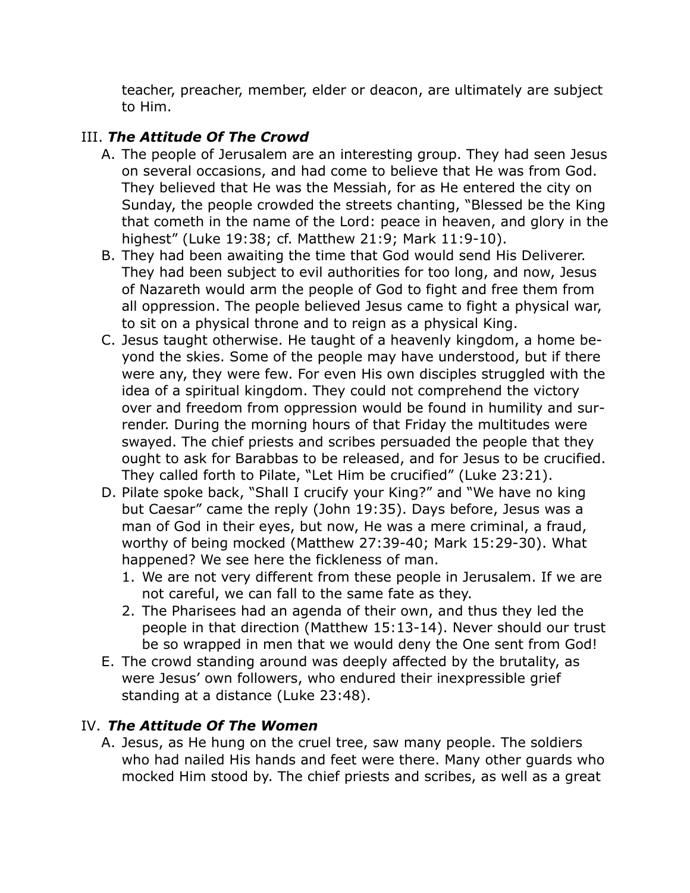teacher, preacher, member, elder or deacon, are ultimately are subject to Him.

III. ***The Attitude Of The Crowd***

A. The people of Jerusalem are an interesting group. They had seen Jesus on several occasions, and had come to believe that He was from God. They believed that He was the Messiah, for as He entered the city on Sunday, the people crowded the streets chanting, "Blessed be the King that cometh in the name of the Lord: peace in heaven, and glory in the highest" (Luke 19:38; cf. Matthew 21:9; Mark 11:9-10).

B. They had been awaiting the time that God would send His Deliverer. They had been subject to evil authorities for too long, and now, Jesus of Nazareth would arm the people of God to fight and free them from all oppression. The people believed Jesus came to fight a physical war, to sit on a physical throne and to reign as a physical King.

C. Jesus taught otherwise. He taught of a heavenly kingdom, a home beyond the skies. Some of the people may have understood, but if there were any, they were few. For even His own disciples struggled with the idea of a spiritual kingdom. They could not comprehend the victory over and freedom from oppression would be found in humility and surrender. During the morning hours of that Friday the multitudes were swayed. The chief priests and scribes persuaded the people that they ought to ask for Barabbas to be released, and for Jesus to be crucified. They called forth to Pilate, "Let Him be crucified" (Luke 23:21).

D. Pilate spoke back, "Shall I crucify your King?" and "We have no king but Caesar" came the reply (John 19:35). Days before, Jesus was a man of God in their eyes, but now, He was a mere criminal, a fraud, worthy of being mocked (Matthew 27:39-40; Mark 15:29-30). What happened? We see here the fickleness of man.

   1. We are not very different from these people in Jerusalem. If we are not careful, we can fall to the same fate as they.
   2. The Pharisees had an agenda of their own, and thus they led the people in that direction (Matthew 15:13-14). Never should our trust be so wrapped in men that we would deny the One sent from God!

E. The crowd standing around was deeply affected by the brutality, as were Jesus' own followers, who endured their inexpressible grief standing at a distance (Luke 23:48).

IV. ***The Attitude Of The Women***

A. Jesus, as He hung on the cruel tree, saw many people. The soldiers who had nailed His hands and feet were there. Many other guards who mocked Him stood by. The chief priests and scribes, as well as a great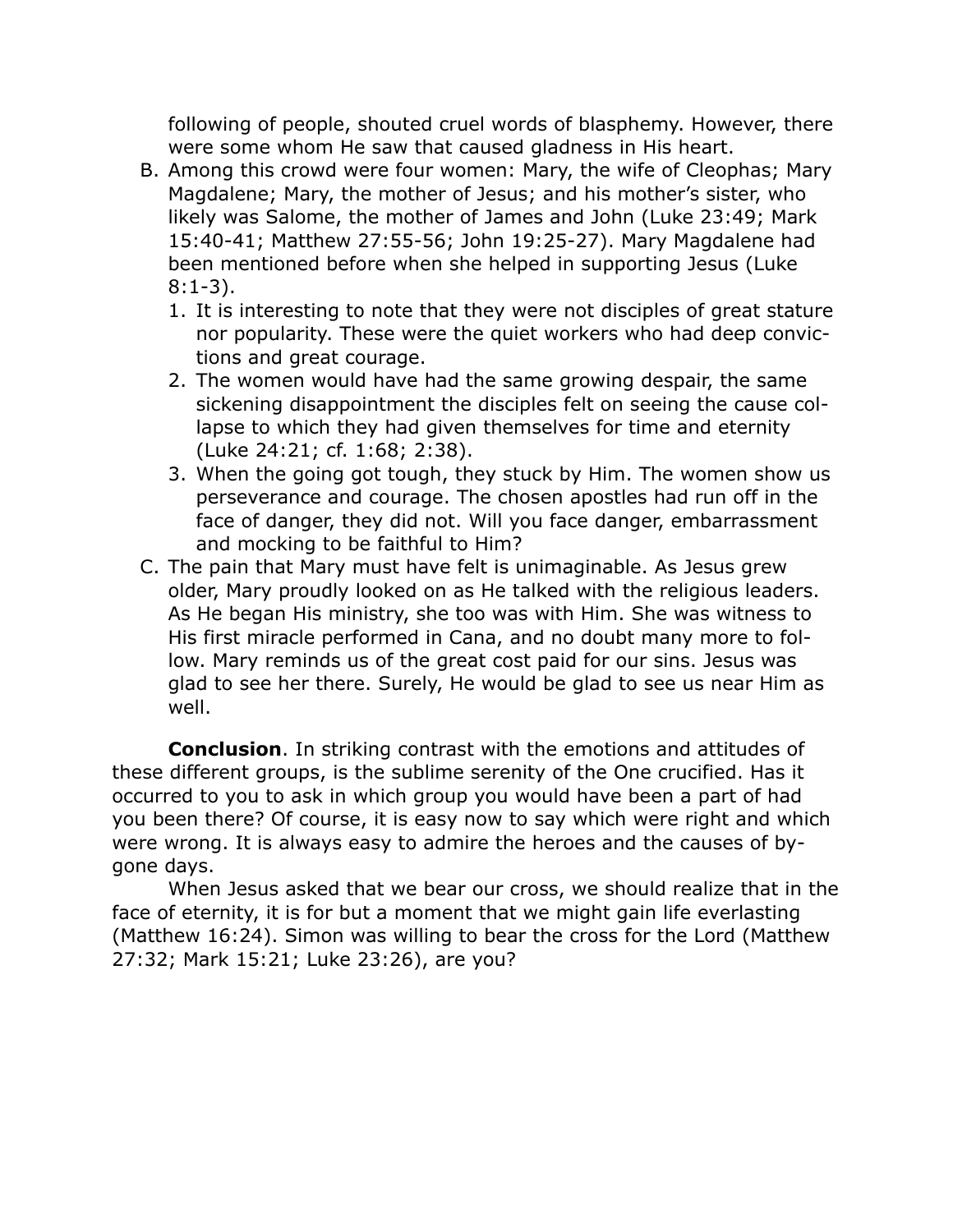following of people, shouted cruel words of blasphemy. However, there were some whom He saw that caused gladness in His heart.

B. Among this crowd were four women: Mary, the wife of Cleophas; Mary Magdalene; Mary, the mother of Jesus; and his mother's sister, who likely was Salome, the mother of James and John (Luke 23:49; Mark 15:40-41; Matthew 27:55-56; John 19:25-27). Mary Magdalene had been mentioned before when she helped in supporting Jesus (Luke 8:1-3).
   1. It is interesting to note that they were not disciples of great stature nor popularity. These were the quiet workers who had deep convictions and great courage.
   2. The women would have had the same growing despair, the same sickening disappointment the disciples felt on seeing the cause collapse to which they had given themselves for time and eternity (Luke 24:21; cf. 1:68; 2:38).
   3. When the going got tough, they stuck by Him. The women show us perseverance and courage. The chosen apostles had run off in the face of danger, they did not. Will you face danger, embarrassment and mocking to be faithful to Him?

C. The pain that Mary must have felt is unimaginable. As Jesus grew older, Mary proudly looked on as He talked with the religious leaders. As He began His ministry, she too was with Him. She was witness to His first miracle performed in Cana, and no doubt many more to follow. Mary reminds us of the great cost paid for our sins. Jesus was glad to see her there. Surely, He would be glad to see us near Him as well.

**Conclusion**. In striking contrast with the emotions and attitudes of these different groups, is the sublime serenity of the One crucified. Has it occurred to you to ask in which group you would have been a part of had you been there? Of course, it is easy now to say which were right and which were wrong. It is always easy to admire the heroes and the causes of bygone days.

When Jesus asked that we bear our cross, we should realize that in the face of eternity, it is for but a moment that we might gain life everlasting (Matthew 16:24). Simon was willing to bear the cross for the Lord (Matthew 27:32; Mark 15:21; Luke 23:26), are you?